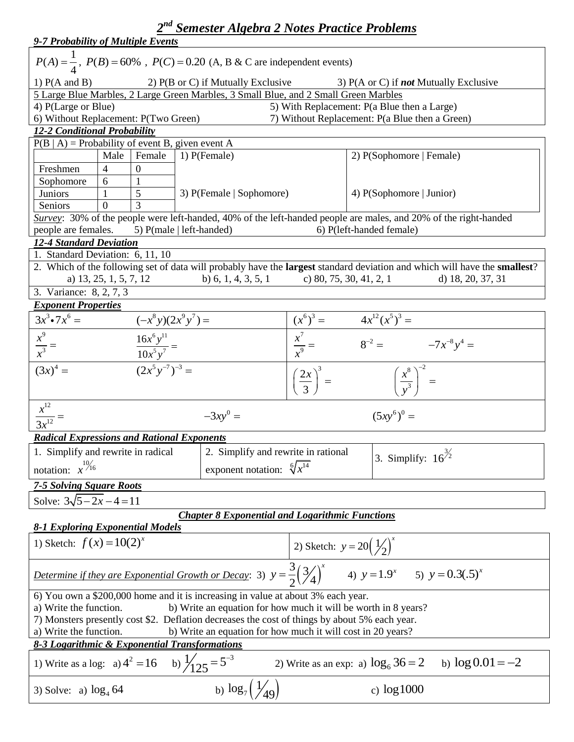# $2^{nd}$ *Semester Algebra 2 Notes Practice Problems*

***9-7 Probability of Multiple Events***

$P(A)=\frac{1}{4}$, $P(B)=60\%$, $P(C)=0.20$ (A, B & C are independent events)

1) P(A and B) 2) P(B or C) if Mutually Exclusive 3) P(A or C) if ***not*** Mutually Exclusive

5 Large Blue Marbles, 2 Large Green Marbles, 3 Small Blue, and 2 Small Green Marbles

4) P(Large or Blue) 5) With Replacement: P(a Blue then a Large)

6) Without Replacement: P(Two Green) 7) Without Replacement: P(a Blue then a Green)

***12-2 Conditional Probability***

P(B | A) = Probability of event B, given event A

| | Male | Female |
|---|---|---|
| Freshmen | 4 | 0 |
| Sophomore | 6 | 1 |
| Juniors | 1 | 5 |
| Seniors | 0 | 3 |

1) P(Female) 2) P(Sophomore | Female)

3) P(Female | Sophomore) 4) P(Sophomore | Junior)

*Survey*: 30% of the people were left-handed, 40% of the left-handed people are males, and 20% of the right-handed people are females. 5) P(male | left-handed) 6) P(left-handed female)

***12-4 Standard Deviation***

1. Standard Deviation: 6, 11, 10
2. Which of the following set of data will probably have the **largest** standard deviation and which will have the **smallest**?
   a) 13, 25, 1, 5, 7, 12 b) 6, 1, 4, 3, 5, 1 c) 80, 75, 30, 41, 2, 1 d) 18, 20, 37, 31
3. Variance: 8, 2, 7, 3

***Exponent Properties***

$3x^3 \bullet 7x^6 =$ $(-x^8y)(2x^9y^7)=$ $(x^6)^3=$ $4x^{12}(x^5)^3=$

$\frac{x^9}{x^3}=$ $\frac{16x^6y^{11}}{10x^5y^7}=$ $\frac{x^7}{x^9}=$ $8^{-2}=$ $-7x^{-8}y^4=$

$(3x)^4=$ $(2x^5y^{-7})^{-3}=$ $\left(\frac{2x}{3}\right)^3=$ $\left(\frac{x^8}{y^3}\right)^{-2}=$

$\frac{x^{12}}{3x^{12}}=$ $-3xy^0=$ $(5xy^6)^0=$

***Radical Expressions and Rational Exponents***

1. Simplify and rewrite in radical notation: $x^{10/16}$
2. Simplify and rewrite in rational exponent notation: $\sqrt[6]{x^{14}}$
3. Simplify: $16^{3/2}$

***7-5 Solving Square Roots***

Solve: $3\sqrt{5-2x}-4=11$

## ***Chapter 8 Exponential and Logarithmic Functions***

***8-1 Exploring Exponential Models***

1) Sketch: $f(x)=10(2)^x$ 2) Sketch: $y=20\left(\frac{1}{2}\right)^x$

*Determine if they are Exponential Growth or Decay*: 3) $y=\frac{3}{2}\left(\frac{3}{4}\right)^x$ 4) $y=1.9^x$ 5) $y=0.3(.5)^x$

6) You own a $200,000 home and it is increasing in value at about 3% each year.
a) Write the function. b) Write an equation for how much it will be worth in 8 years?

7) Monsters presently cost $2. Deflation decreases the cost of things by about 5% each year.
a) Write the function. b) Write an equation for how much it will cost in 20 years?

***8-3 Logarithmic & Exponential Transformations***

1) Write as a log: a) $4^2=16$ b) $\frac{1}{125}=5^{-3}$ 2) Write as an exp: a) $\log_6 36=2$ b) $\log 0.01=-2$

3) Solve: a) $\log_4 64$ b) $\log_7\left(\frac{1}{49}\right)$ c) $\log 1000$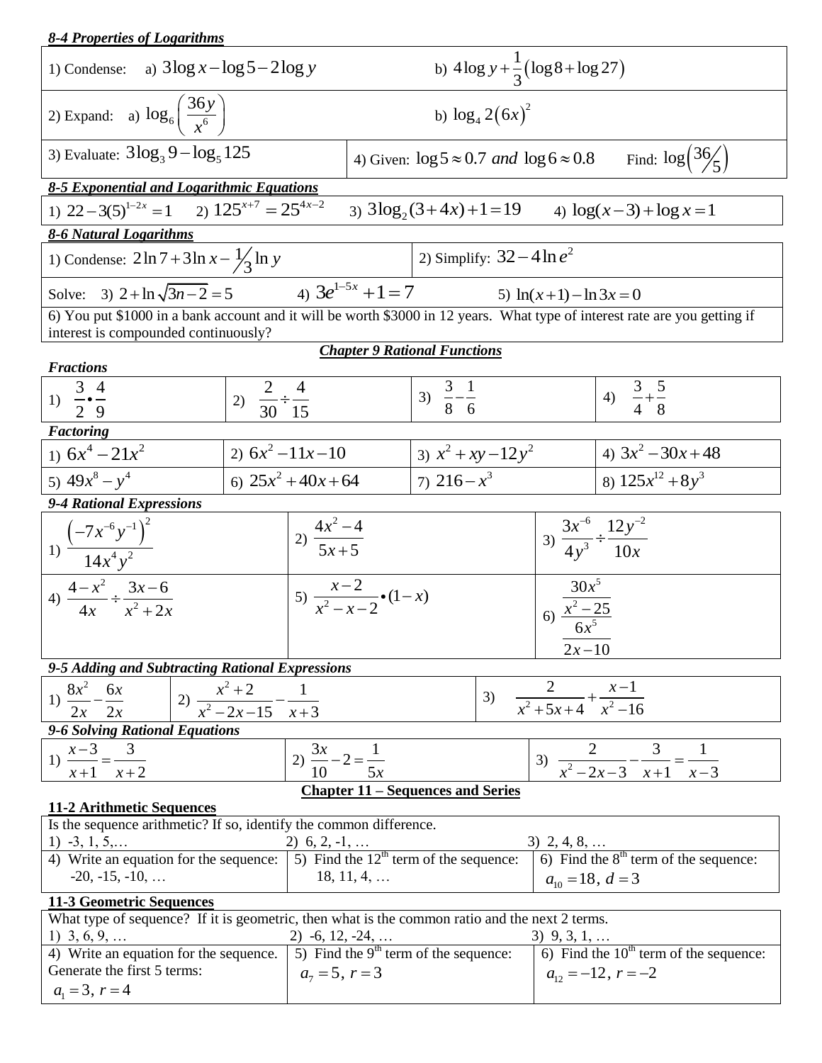***8-4 Properties of Logarithms***

| | |
|---|---|
| 1) Condense: a) $3\log x - \log 5 - 2\log y$ | b) $4\log y + \frac{1}{3}(\log 8 + \log 27)$ |
| 2) Expand: a) $\log_6\left(\frac{36y}{x^6}\right)$ | b) $\log_4 2(6x)^2$ |
| 3) Evaluate: $3\log_3 9 - \log_5 125$ | 4) Given: $\log 5 \approx 0.7$ *and* $\log 6 \approx 0.8$ Find: $\log\left(36/5\right)$ |

***8-5 Exponential and Logarithmic Equations***

| | | | |
|---|---|---|---|
| 1) $22 - 3(5)^{1-2x} = 1$ | 2) $125^{x+7} = 25^{4x-2}$ | 3) $3\log_2(3+4x)+1=19$ | 4) $\log(x-3)+\log x = 1$ |

***8-6 Natural Logarithms***

| | | |
|---|---|---|
| 1) Condense: $2\ln 7 + 3\ln x - \frac{1}{3}\ln y$ | | 2) Simplify: $32 - 4\ln e^2$ |
| Solve: 3) $2 + \ln\sqrt{3n-2} = 5$ | 4) $3e^{1-5x} + 1 = 7$ | 5) $\ln(x+1) - \ln 3x = 0$ |

6) You put \$1000 in a bank account and it will be worth \$3000 in 12 years. What type of interest rate are you getting if interest is compounded continuously?

## Chapter 9 Rational Functions

***Fractions***

| | | | |
|---|---|---|---|
| 1) $\frac{3}{2} \bullet \frac{4}{9}$ | 2) $\frac{2}{30} \div \frac{4}{15}$ | 3) $\frac{3}{8} - \frac{1}{6}$ | 4) $\frac{3}{4} + \frac{5}{8}$ |

***Factoring***

| | | | |
|---|---|---|---|
| 1) $6x^4 - 21x^2$ | 2) $6x^2 - 11x - 10$ | 3) $x^2 + xy - 12y^2$ | 4) $3x^2 - 30x + 48$ |
| 5) $49x^8 - y^4$ | 6) $25x^2 + 40x + 64$ | 7) $216 - x^3$ | 8) $125x^{12} + 8y^3$ |

***9-4 Rational Expressions***

| | | |
|---|---|---|
| 1) $\frac{\left(-7x^{-6}y^{-1}\right)^2}{14x^4y^2}$ | 2) $\frac{4x^2-4}{5x+5}$ | 3) $\frac{3x^{-6}}{4y^3} \div \frac{12y^{-2}}{10x}$ |
| 4) $\frac{4-x^2}{4x} \div \frac{3x-6}{x^2+2x}$ | 5) $\frac{x-2}{x^2-x-2} \bullet (1-x)$ | 6) $\frac{\frac{30x^5}{x^2-25}}{\frac{6x^5}{2x-10}}$ |

***9-5 Adding and Subtracting Rational Expressions***

| | | |
|---|---|---|
| 1) $\frac{8x^2}{2x} - \frac{6x}{2x}$ | 2) $\frac{x^2+2}{x^2-2x-15} - \frac{1}{x+3}$ | 3) $\frac{2}{x^2+5x+4} + \frac{x-1}{x^2-16}$ |

***9-6 Solving Rational Equations***

| | | |
|---|---|---|
| 1) $\frac{x-3}{x+1} = \frac{3}{x+2}$ | 2) $\frac{3x}{10} - 2 = \frac{1}{5x}$ | 3) $\frac{2}{x^2-2x-3} - \frac{3}{x+1} = \frac{1}{x-3}$ |

## Chapter 11 – Sequences and Series

**11-2 Arithmetic Sequences**

Is the sequence arithmetic? If so, identify the common difference.

| | | |
|---|---|---|
| 1) -3, 1, 5,… | 2) 6, 2, -1, … | 3) 2, 4, 8, … |
| 4) Write an equation for the sequence: -20, -15, -10, … | 5) Find the 12th term of the sequence: 18, 11, 4, … | 6) Find the 8th term of the sequence: $a_{10} = 18,\ d = 3$ |

**11-3 Geometric Sequences**

What type of sequence? If it is geometric, then what is the common ratio and the next 2 terms.

| | | |
|---|---|---|
| 1) 3, 6, 9, … | 2) -6, 12, -24, … | 3) 9, 3, 1, … |
| 4) Write an equation for the sequence. Generate the first 5 terms: $a_1 = 3,\ r = 4$ | 5) Find the 9th term of the sequence: $a_7 = 5,\ r = 3$ | 6) Find the 10th term of the sequence: $a_{12} = -12,\ r = -2$ |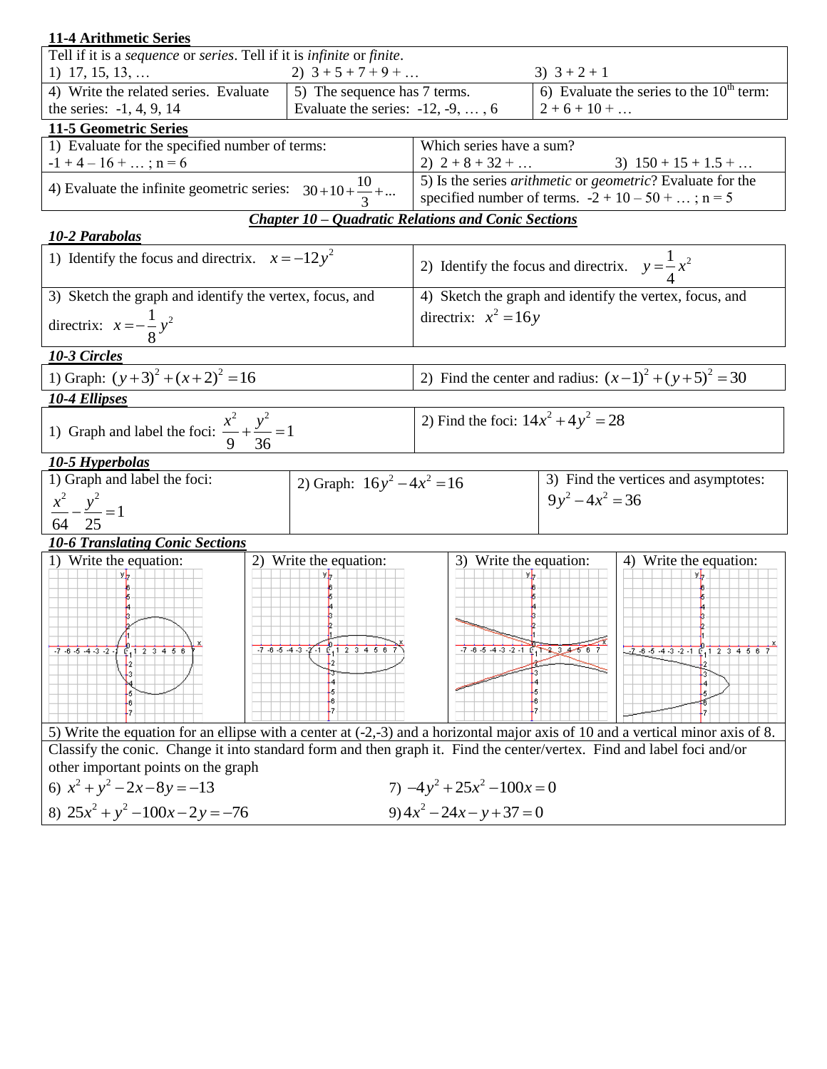**11-4 Arithmetic Series**

| | | |
|---|---|---|
| Tell if it is a *sequence* or *series*. Tell if it is *infinite* or *finite*.<br>1) 17, 15, 13, … | 2) 3 + 5 + 7 + 9 + … | 3) 3 + 2 + 1 |
| 4) Write the related series. Evaluate the series: -1, 4, 9, 14 | 5) The sequence has 7 terms. Evaluate the series: -12, -9, … , 6 | 6) Evaluate the series to the 10th term: 2 + 6 + 10 + … |

**11-5 Geometric Series**

| | |
|---|---|
| 1) Evaluate for the specified number of terms:<br>-1 + 4 – 16 + … ; n = 6 | Which series have a sum?<br>2) 2 + 8 + 32 + … &nbsp;&nbsp;&nbsp;&nbsp; 3) 150 + 15 + 1.5 + … |
| 4) Evaluate the infinite geometric series: $30+10+\frac{10}{3}+...$ | 5) Is the series *arithmetic* or *geometric*? Evaluate for the specified number of terms. -2 + 10 – 50 + … ; n = 5 |

***Chapter 10 – Quadratic Relations and Conic Sections***

***10-2 Parabolas***

| | |
|---|---|
| 1) Identify the focus and directrix. $x=-12y^2$ | 2) Identify the focus and directrix. $y=\frac{1}{4}x^2$ |
| 3) Sketch the graph and identify the vertex, focus, and directrix: $x=-\frac{1}{8}y^2$ | 4) Sketch the graph and identify the vertex, focus, and directrix: $x^2=16y$ |

***10-3 Circles***

| | |
|---|---|
| 1) Graph: $(y+3)^2+(x+2)^2=16$ | 2) Find the center and radius: $(x-1)^2+(y+5)^2=30$ |

***10-4 Ellipses***

| | |
|---|---|
| 1) Graph and label the foci: $\frac{x^2}{9}+\frac{y^2}{36}=1$ | 2) Find the foci: $14x^2+4y^2=28$ |

***10-5 Hyperbolas***

| | | |
|---|---|---|
| 1) Graph and label the foci: $\frac{x^2}{64}-\frac{y^2}{25}=1$ | 2) Graph: $16y^2-4x^2=16$ | 3) Find the vertices and asymptotes: $9y^2-4x^2=36$ |

***10-6 Translating Conic Sections***

1) Write the equation:

2) Write the equation:

3) Write the equation:

4) Write the equation:

5) Write the equation for an ellipse with a center at (-2,-3) and a horizontal major axis of 10 and a vertical minor axis of 8.

Classify the conic. Change it into standard form and then graph it. Find the center/vertex. Find and label foci and/or other important points on the graph

6) $x^2+y^2-2x-8y=-13$

7) $-4y^2+25x^2-100x=0$

8) $25x^2+y^2-100x-2y=-76$

9) $4x^2-24x-y+37=0$